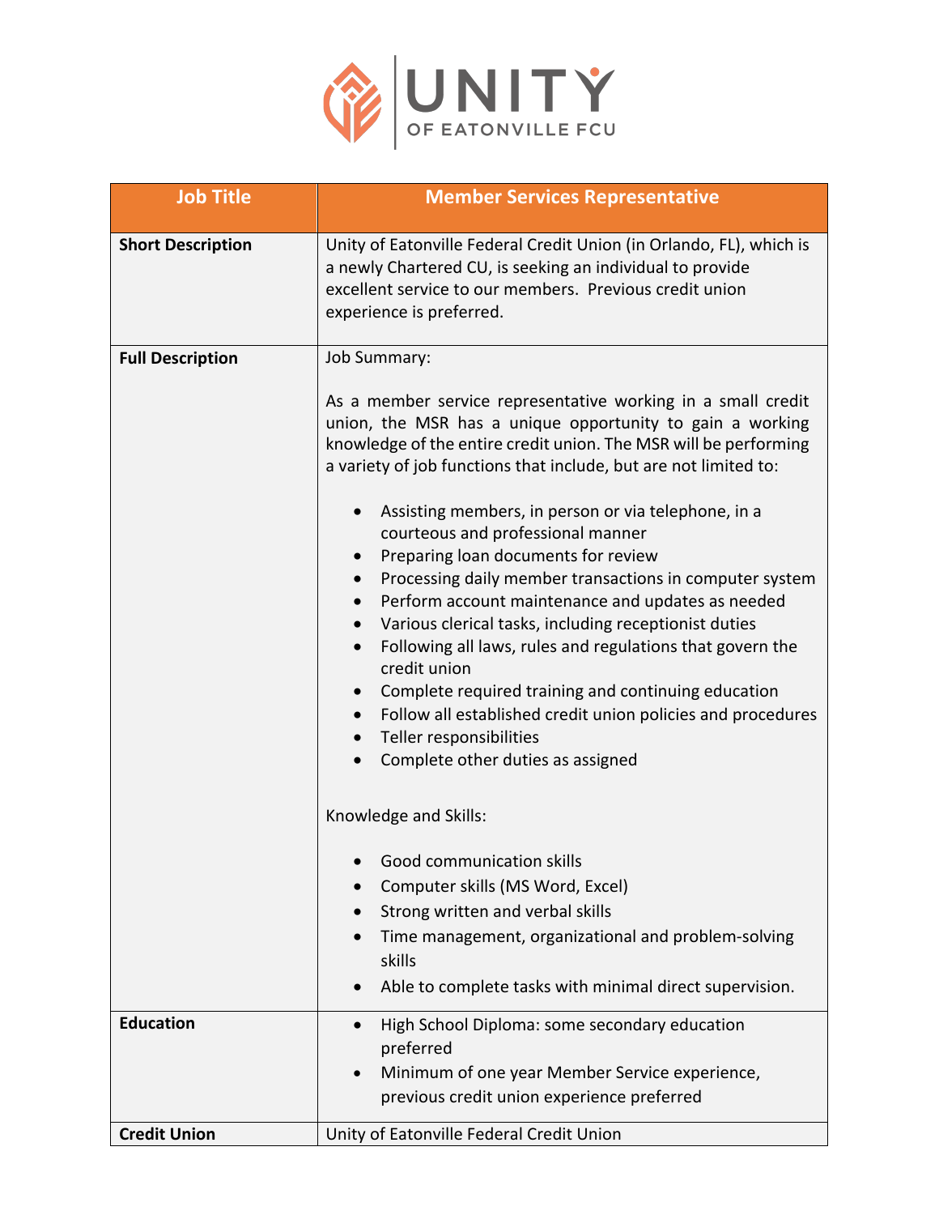UNITY OF EATONVILLE FCU

| Job Title | Member Services Representative |
|---|---|
| **Short Description** | Unity of Eatonville Federal Credit Union (in Orlando, FL), which is a newly Chartered CU, is seeking an individual to provide excellent service to our members. Previous credit union experience is preferred. |
| **Full Description** | Job Summary:<br><br>As a member service representative working in a small credit union, the MSR has a unique opportunity to gain a working knowledge of the entire credit union. The MSR will be performing a variety of job functions that include, but are not limited to:<br><br>• Assisting members, in person or via telephone, in a courteous and professional manner<br>• Preparing loan documents for review<br>• Processing daily member transactions in computer system<br>• Perform account maintenance and updates as needed<br>• Various clerical tasks, including receptionist duties<br>• Following all laws, rules and regulations that govern the credit union<br>• Complete required training and continuing education<br>• Follow all established credit union policies and procedures<br>• Teller responsibilities<br>• Complete other duties as assigned<br><br>Knowledge and Skills:<br><br>• Good communication skills<br>• Computer skills (MS Word, Excel)<br>• Strong written and verbal skills<br>• Time management, organizational and problem-solving skills<br>• Able to complete tasks with minimal direct supervision. |
| **Education** | • High School Diploma: some secondary education preferred<br>• Minimum of one year Member Service experience, previous credit union experience preferred |
| **Credit Union** | Unity of Eatonville Federal Credit Union |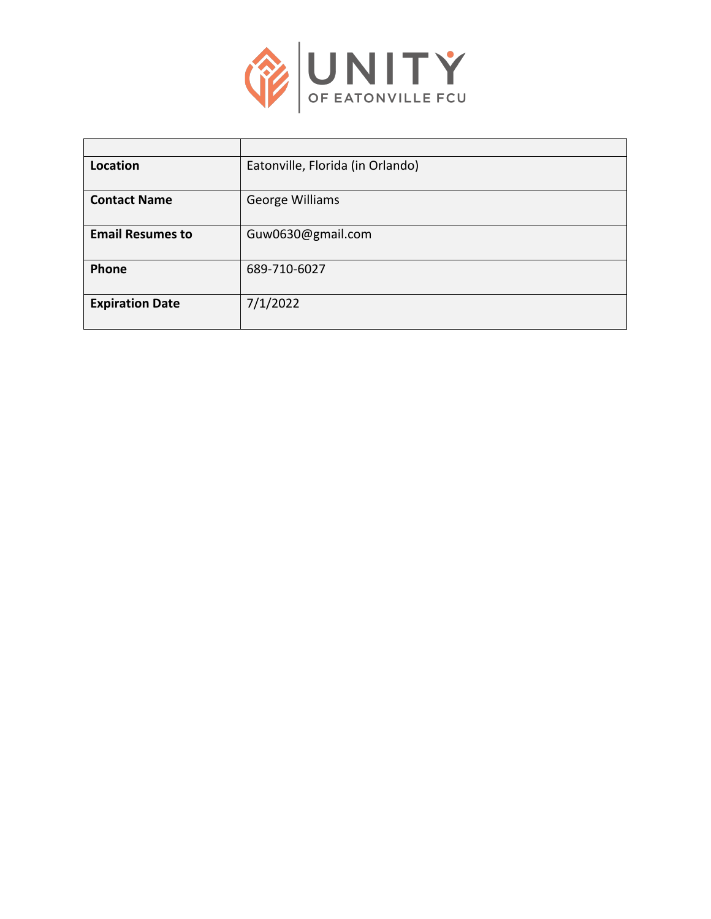UNITY OF EATONVILLE FCU

| | |
|---|---|
| **Location** | Eatonville, Florida (in Orlando) |
| **Contact Name** | George Williams |
| **Email Resumes to** | Guw0630@gmail.com |
| **Phone** | 689-710-6027 |
| **Expiration Date** | 7/1/2022 |